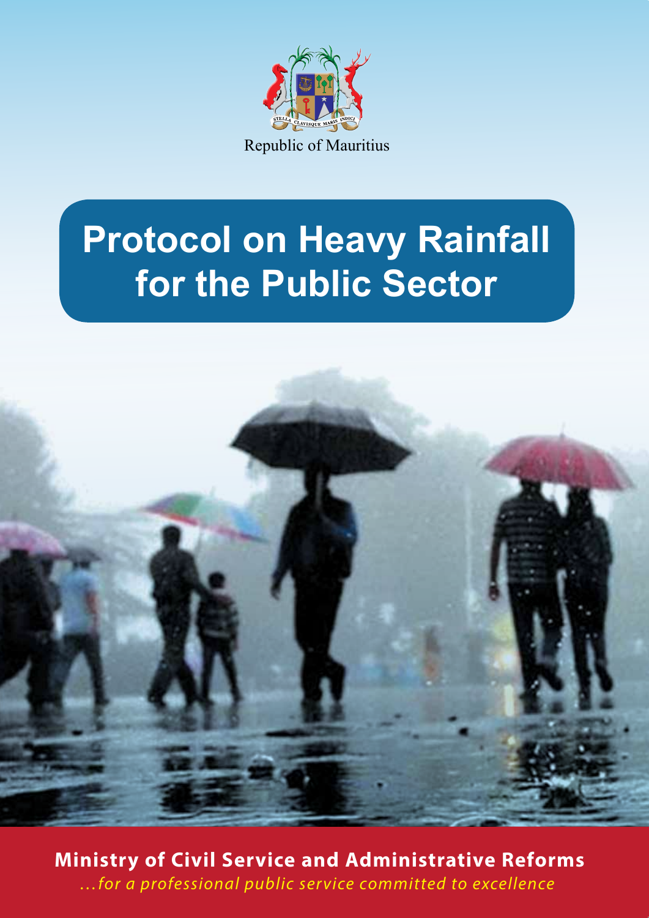Republic of Mauritius

# Protocol on Heavy Rainfall for the Public Sector

**Ministry of Civil Service and Administrative Reforms**

*...for a professional public service committed to excellence*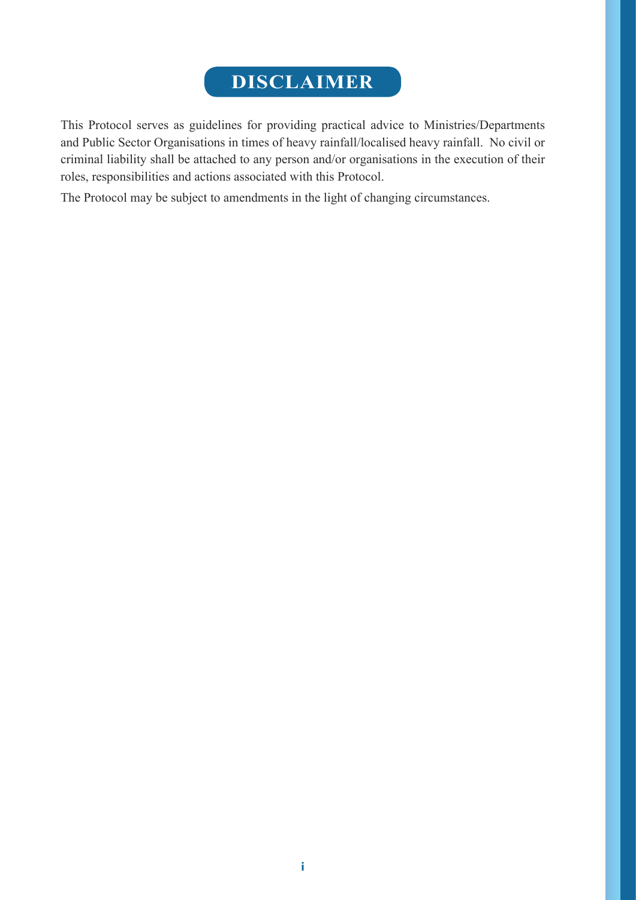# DISCLAIMER

This Protocol serves as guidelines for providing practical advice to Ministries/Departments and Public Sector Organisations in times of heavy rainfall/localised heavy rainfall. No civil or criminal liability shall be attached to any person and/or organisations in the execution of their roles, responsibilities and actions associated with this Protocol.

The Protocol may be subject to amendments in the light of changing circumstances.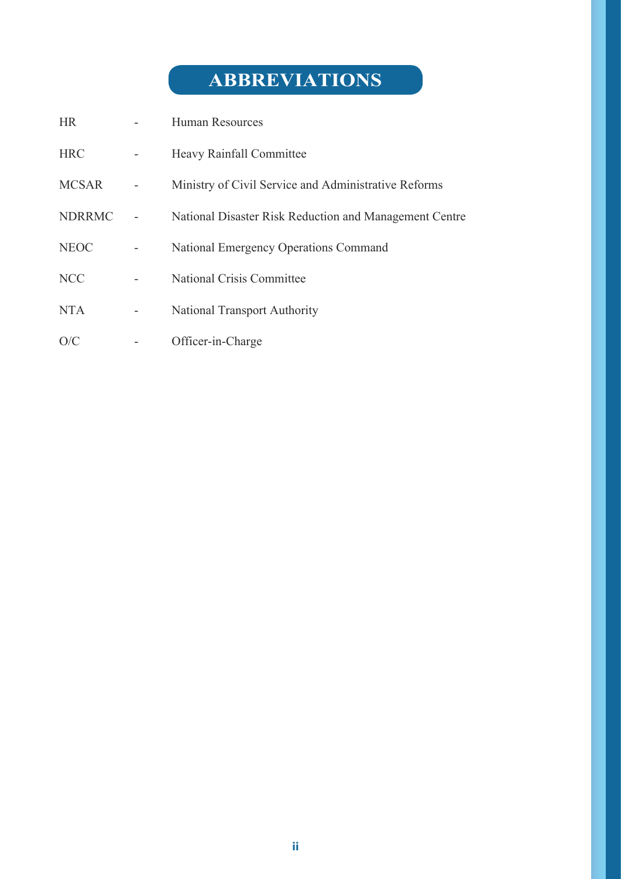# ABBREVIATIONS

| | | |
|---|---|---|
| HR | - | Human Resources |
| HRC | - | Heavy Rainfall Committee |
| MCSAR | - | Ministry of Civil Service and Administrative Reforms |
| NDRRMC | - | National Disaster Risk Reduction and Management Centre |
| NEOC | - | National Emergency Operations Command |
| NCC | - | National Crisis Committee |
| NTA | - | National Transport Authority |
| O/C | - | Officer-in-Charge |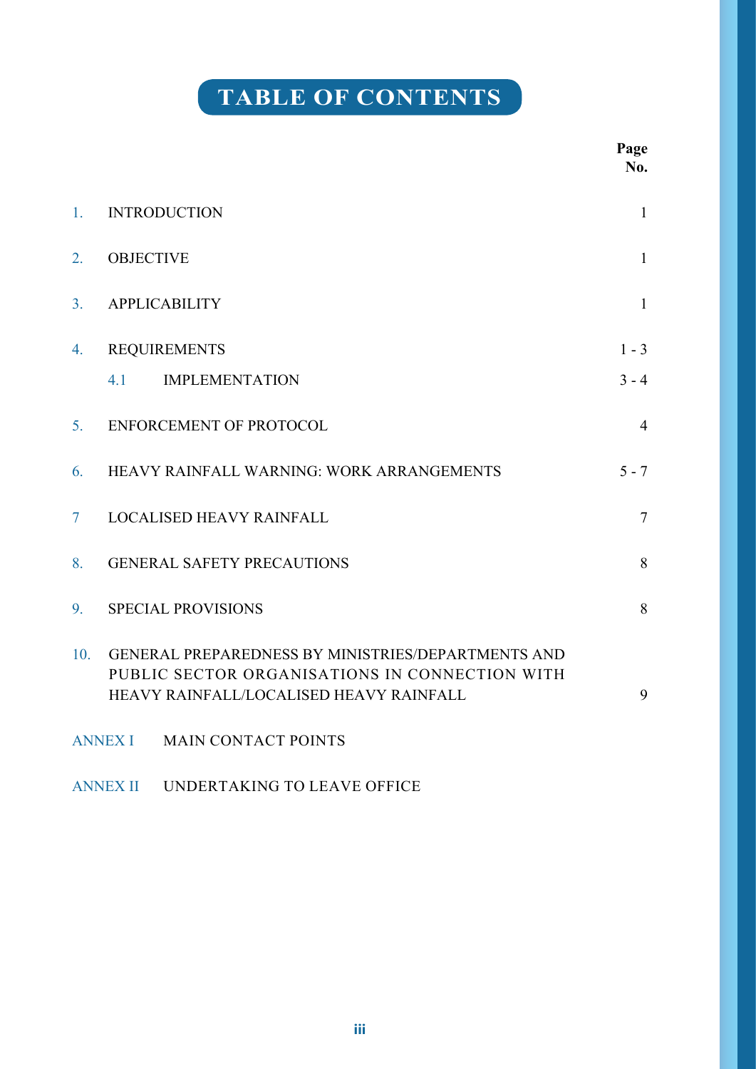# TABLE OF CONTENTS

| | | Page No. |
|---|---|---|
| 1. | INTRODUCTION | 1 |
| 2. | OBJECTIVE | 1 |
| 3. | APPLICABILITY | 1 |
| 4. | REQUIREMENTS | 1 - 3 |
| | 4.1 IMPLEMENTATION | 3 - 4 |
| 5. | ENFORCEMENT OF PROTOCOL | 4 |
| 6. | HEAVY RAINFALL WARNING: WORK ARRANGEMENTS | 5 - 7 |
| 7 | LOCALISED HEAVY RAINFALL | 7 |
| 8. | GENERAL SAFETY PRECAUTIONS | 8 |
| 9. | SPECIAL PROVISIONS | 8 |
| 10. | GENERAL PREPAREDNESS BY MINISTRIES/DEPARTMENTS AND PUBLIC SECTOR ORGANISATIONS IN CONNECTION WITH HEAVY RAINFALL/LOCALISED HEAVY RAINFALL | 9 |
| ANNEX I | MAIN CONTACT POINTS | |
| ANNEX II | UNDERTAKING TO LEAVE OFFICE | |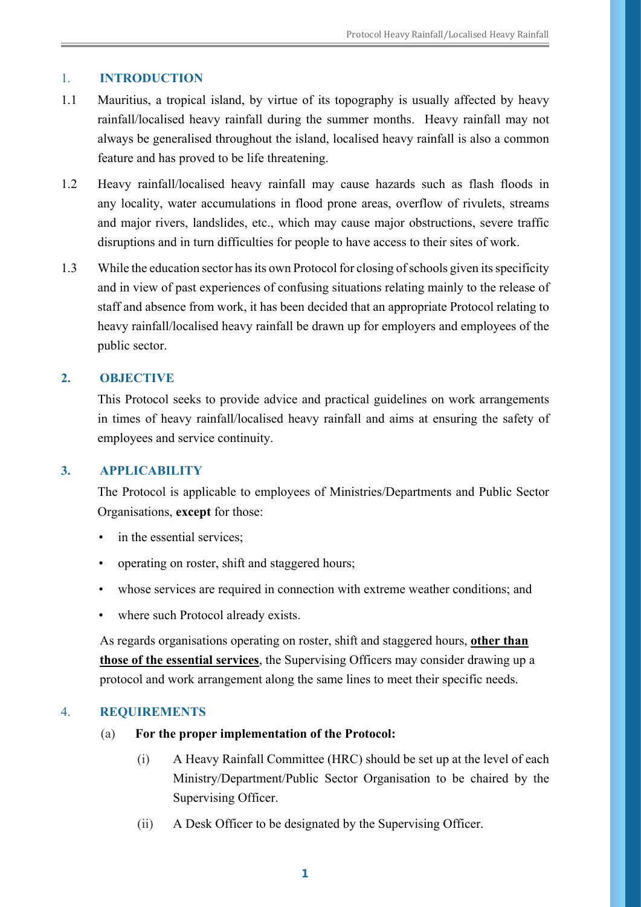## 1. INTRODUCTION

1.1 Mauritius, a tropical island, by virtue of its topography is usually affected by heavy rainfall/localised heavy rainfall during the summer months. Heavy rainfall may not always be generalised throughout the island, localised heavy rainfall is also a common feature and has proved to be life threatening.

1.2 Heavy rainfall/localised heavy rainfall may cause hazards such as flash floods in any locality, water accumulations in flood prone areas, overflow of rivulets, streams and major rivers, landslides, etc., which may cause major obstructions, severe traffic disruptions and in turn difficulties for people to have access to their sites of work.

1.3 While the education sector has its own Protocol for closing of schools given its specificity and in view of past experiences of confusing situations relating mainly to the release of staff and absence from work, it has been decided that an appropriate Protocol relating to heavy rainfall/localised heavy rainfall be drawn up for employers and employees of the public sector.

## 2. OBJECTIVE

This Protocol seeks to provide advice and practical guidelines on work arrangements in times of heavy rainfall/localised heavy rainfall and aims at ensuring the safety of employees and service continuity.

## 3. APPLICABILITY

The Protocol is applicable to employees of Ministries/Departments and Public Sector Organisations, **except** for those:

- in the essential services;
- operating on roster, shift and staggered hours;
- whose services are required in connection with extreme weather conditions; and
- where such Protocol already exists.

As regards organisations operating on roster, shift and staggered hours, **other than those of the essential services**, the Supervising Officers may consider drawing up a protocol and work arrangement along the same lines to meet their specific needs.

## 4. REQUIREMENTS

(a) **For the proper implementation of the Protocol:**

(i) A Heavy Rainfall Committee (HRC) should be set up at the level of each Ministry/Department/Public Sector Organisation to be chaired by the Supervising Officer.

(ii) A Desk Officer to be designated by the Supervising Officer.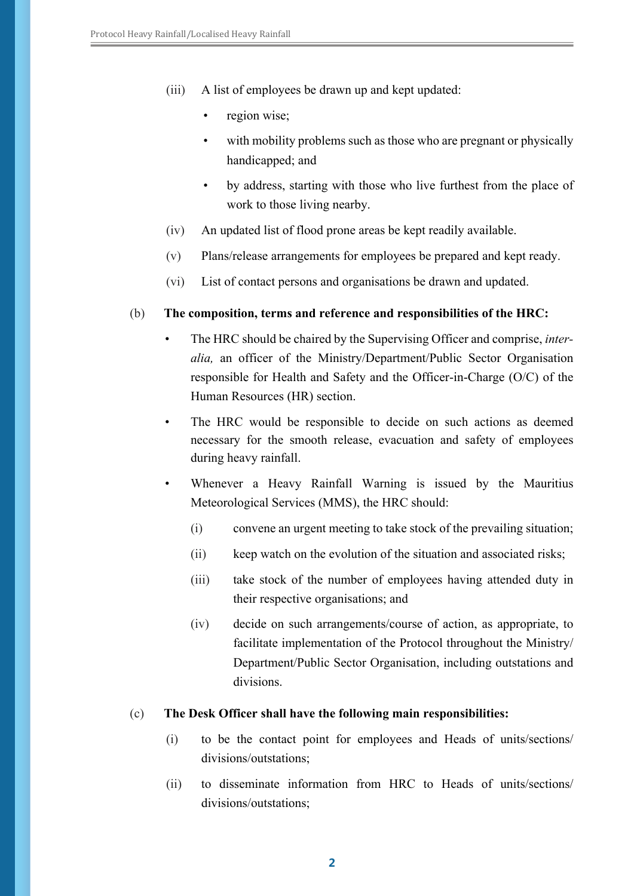(iii) A list of employees be drawn up and kept updated:

- region wise;
- with mobility problems such as those who are pregnant or physically handicapped; and
- by address, starting with those who live furthest from the place of work to those living nearby.

(iv) An updated list of flood prone areas be kept readily available.

(v) Plans/release arrangements for employees be prepared and kept ready.

(vi) List of contact persons and organisations be drawn and updated.

(b) **The composition, terms and reference and responsibilities of the HRC:**

- The HRC should be chaired by the Supervising Officer and comprise, *inter-alia,* an officer of the Ministry/Department/Public Sector Organisation responsible for Health and Safety and the Officer-in-Charge (O/C) of the Human Resources (HR) section.
- The HRC would be responsible to decide on such actions as deemed necessary for the smooth release, evacuation and safety of employees during heavy rainfall.
- Whenever a Heavy Rainfall Warning is issued by the Mauritius Meteorological Services (MMS), the HRC should:

  (i) convene an urgent meeting to take stock of the prevailing situation;

  (ii) keep watch on the evolution of the situation and associated risks;

  (iii) take stock of the number of employees having attended duty in their respective organisations; and

  (iv) decide on such arrangements/course of action, as appropriate, to facilitate implementation of the Protocol throughout the Ministry/Department/Public Sector Organisation, including outstations and divisions.

(c) **The Desk Officer shall have the following main responsibilities:**

(i) to be the contact point for employees and Heads of units/sections/divisions/outstations;

(ii) to disseminate information from HRC to Heads of units/sections/divisions/outstations;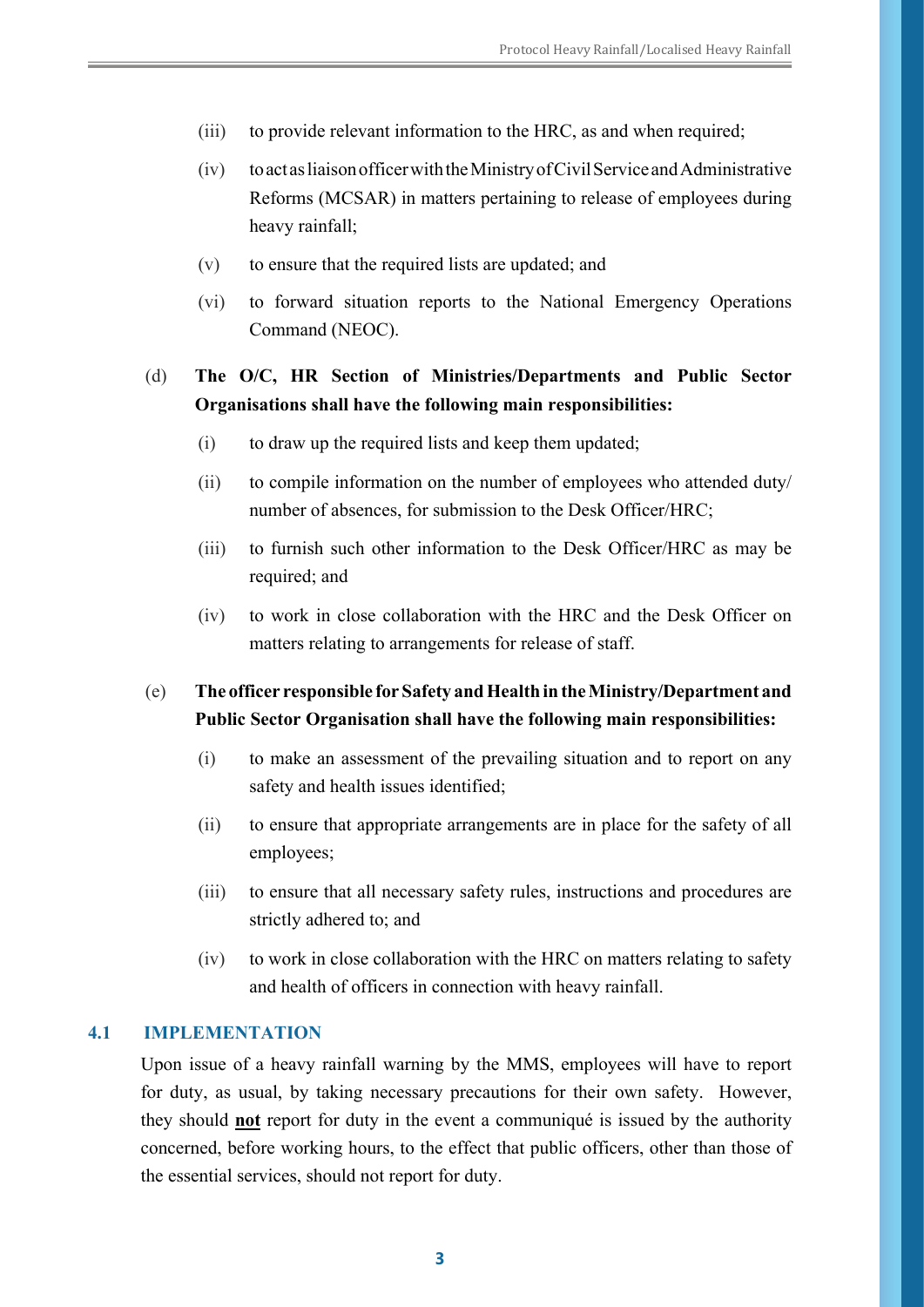(iii) to provide relevant information to the HRC, as and when required;

(iv) to act as liaison officer with the Ministry of Civil Service and Administrative Reforms (MCSAR) in matters pertaining to release of employees during heavy rainfall;

(v) to ensure that the required lists are updated; and

(vi) to forward situation reports to the National Emergency Operations Command (NEOC).

(d) **The O/C, HR Section of Ministries/Departments and Public Sector Organisations shall have the following main responsibilities:**

(i) to draw up the required lists and keep them updated;

(ii) to compile information on the number of employees who attended duty/ number of absences, for submission to the Desk Officer/HRC;

(iii) to furnish such other information to the Desk Officer/HRC as may be required; and

(iv) to work in close collaboration with the HRC and the Desk Officer on matters relating to arrangements for release of staff.

(e) **The officer responsible for Safety and Health in the Ministry/Department and Public Sector Organisation shall have the following main responsibilities:**

(i) to make an assessment of the prevailing situation and to report on any safety and health issues identified;

(ii) to ensure that appropriate arrangements are in place for the safety of all employees;

(iii) to ensure that all necessary safety rules, instructions and procedures are strictly adhered to; and

(iv) to work in close collaboration with the HRC on matters relating to safety and health of officers in connection with heavy rainfall.

## 4.1 IMPLEMENTATION

Upon issue of a heavy rainfall warning by the MMS, employees will have to report for duty, as usual, by taking necessary precautions for their own safety. However, they should **not** report for duty in the event a communiqué is issued by the authority concerned, before working hours, to the effect that public officers, other than those of the essential services, should not report for duty.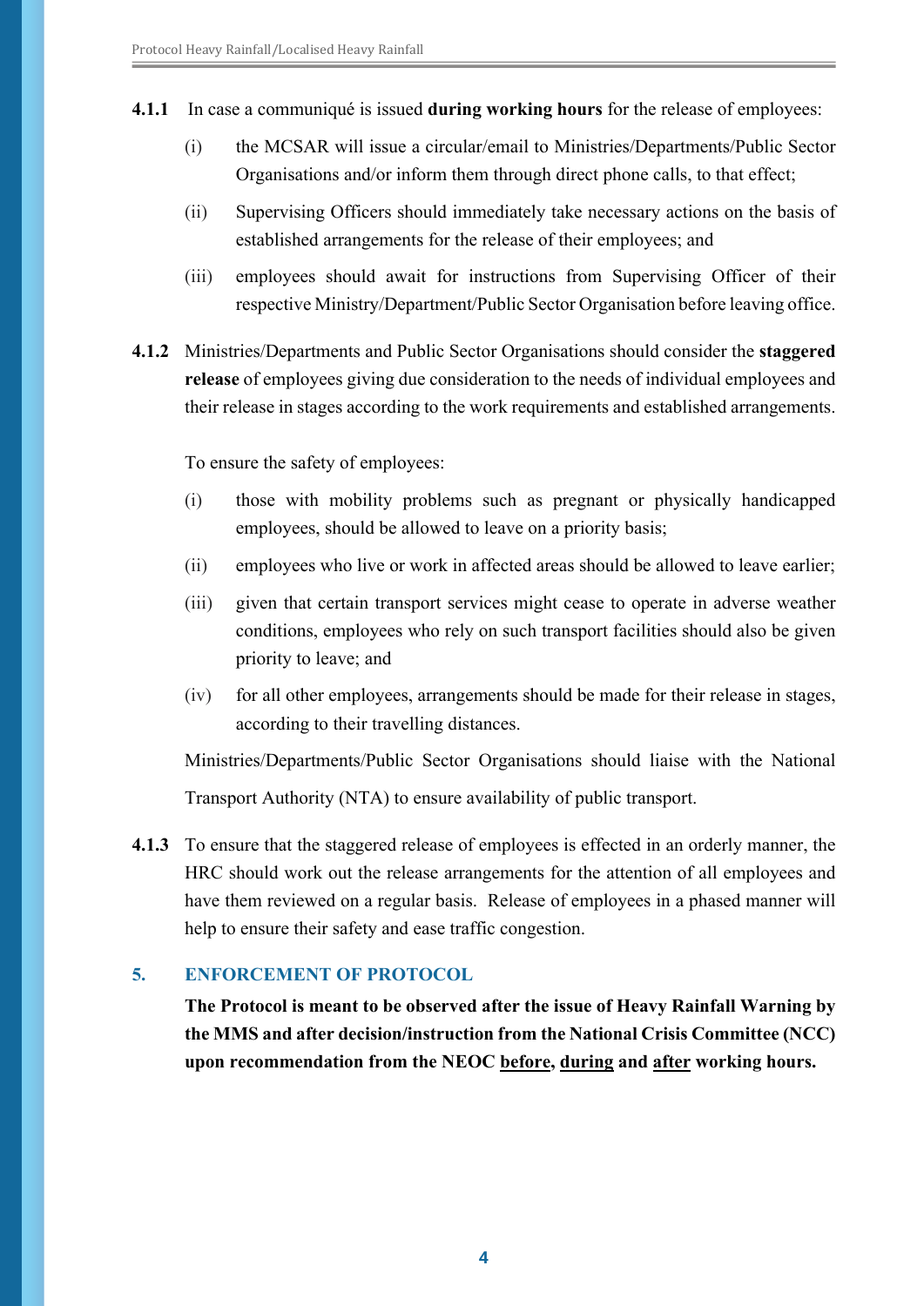**4.1.1** In case a communiqué is issued **during working hours** for the release of employees:

(i) the MCSAR will issue a circular/email to Ministries/Departments/Public Sector Organisations and/or inform them through direct phone calls, to that effect;

(ii) Supervising Officers should immediately take necessary actions on the basis of established arrangements for the release of their employees; and

(iii) employees should await for instructions from Supervising Officer of their respective Ministry/Department/Public Sector Organisation before leaving office.

**4.1.2** Ministries/Departments and Public Sector Organisations should consider the **staggered release** of employees giving due consideration to the needs of individual employees and their release in stages according to the work requirements and established arrangements.

To ensure the safety of employees:

(i) those with mobility problems such as pregnant or physically handicapped employees, should be allowed to leave on a priority basis;

(ii) employees who live or work in affected areas should be allowed to leave earlier;

(iii) given that certain transport services might cease to operate in adverse weather conditions, employees who rely on such transport facilities should also be given priority to leave; and

(iv) for all other employees, arrangements should be made for their release in stages, according to their travelling distances.

Ministries/Departments/Public Sector Organisations should liaise with the National Transport Authority (NTA) to ensure availability of public transport.

**4.1.3** To ensure that the staggered release of employees is effected in an orderly manner, the HRC should work out the release arrangements for the attention of all employees and have them reviewed on a regular basis. Release of employees in a phased manner will help to ensure their safety and ease traffic congestion.

## 5. ENFORCEMENT OF PROTOCOL

**The Protocol is meant to be observed after the issue of Heavy Rainfall Warning by the MMS and after decision/instruction from the National Crisis Committee (NCC) upon recommendation from the NEOC before, during and after working hours.**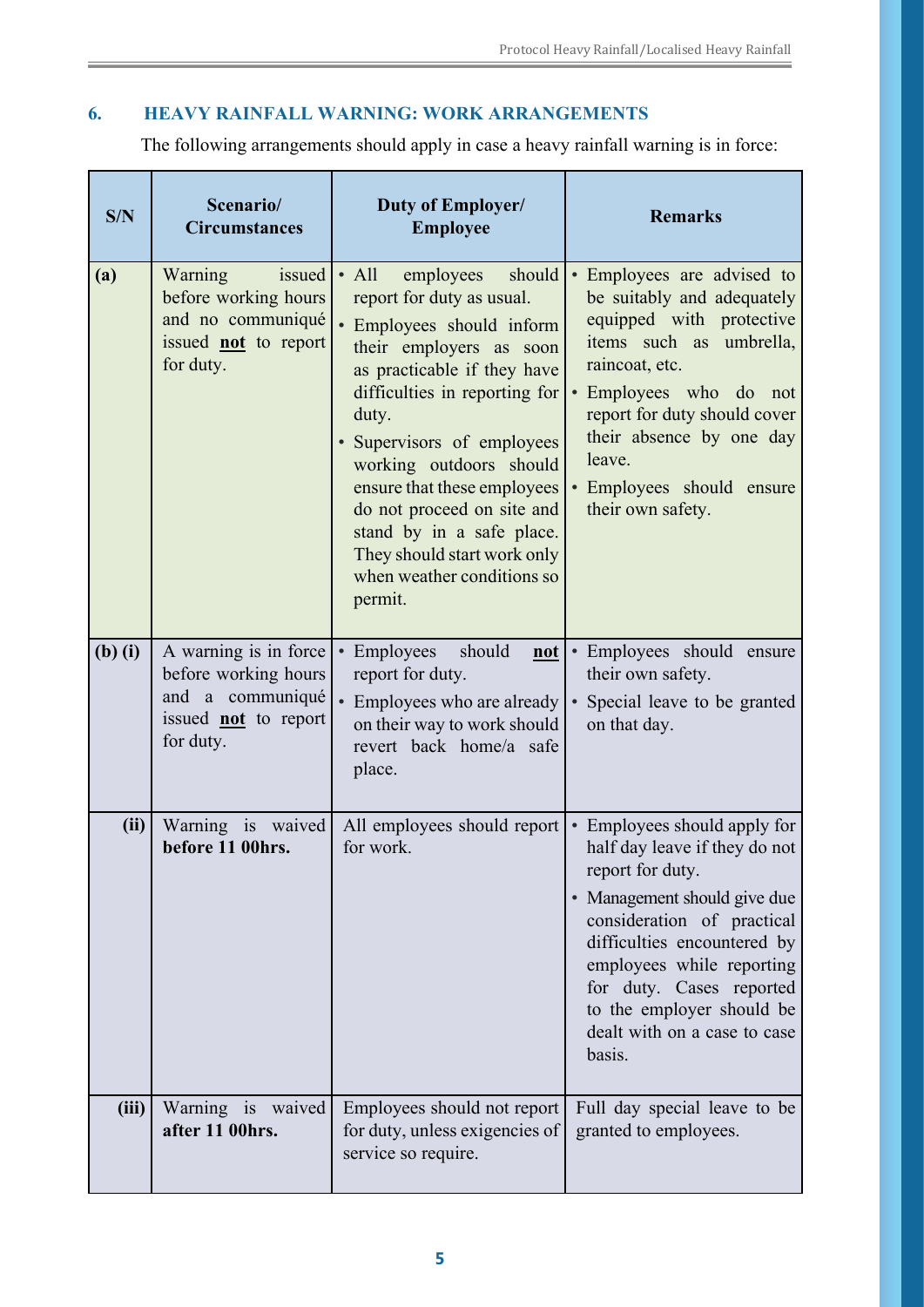## 6. HEAVY RAINFALL WARNING: WORK ARRANGEMENTS

The following arrangements should apply in case a heavy rainfall warning is in force:

| S/N | Scenario/ Circumstances | Duty of Employer/ Employee | Remarks |
|---|---|---|---|
| **(a)** | Warning issued before working hours and no communiqué issued **not** to report for duty. | • All employees should report for duty as usual.<br>• Employees should inform their employers as soon as practicable if they have difficulties in reporting for duty.<br>• Supervisors of employees working outdoors should ensure that these employees do not proceed on site and stand by in a safe place. They should start work only when weather conditions so permit. | • Employees are advised to be suitably and adequately equipped with protective items such as umbrella, raincoat, etc.<br>• Employees who do not report for duty should cover their absence by one day leave.<br>• Employees should ensure their own safety. |
| **(b) (i)** | A warning is in force before working hours and a communiqué issued **not** to report for duty. | • Employees should **not** report for duty.<br>• Employees who are already on their way to work should revert back home/a safe place. | • Employees should ensure their own safety.<br>• Special leave to be granted on that day. |
| **(ii)** | Warning is waived **before 11 00hrs.** | All employees should report for work. | • Employees should apply for half day leave if they do not report for duty.<br>• Management should give due consideration of practical difficulties encountered by employees while reporting for duty. Cases reported to the employer should be dealt with on a case to case basis. |
| **(iii)** | Warning is waived **after 11 00hrs.** | Employees should not report for duty, unless exigencies of service so require. | Full day special leave to be granted to employees. |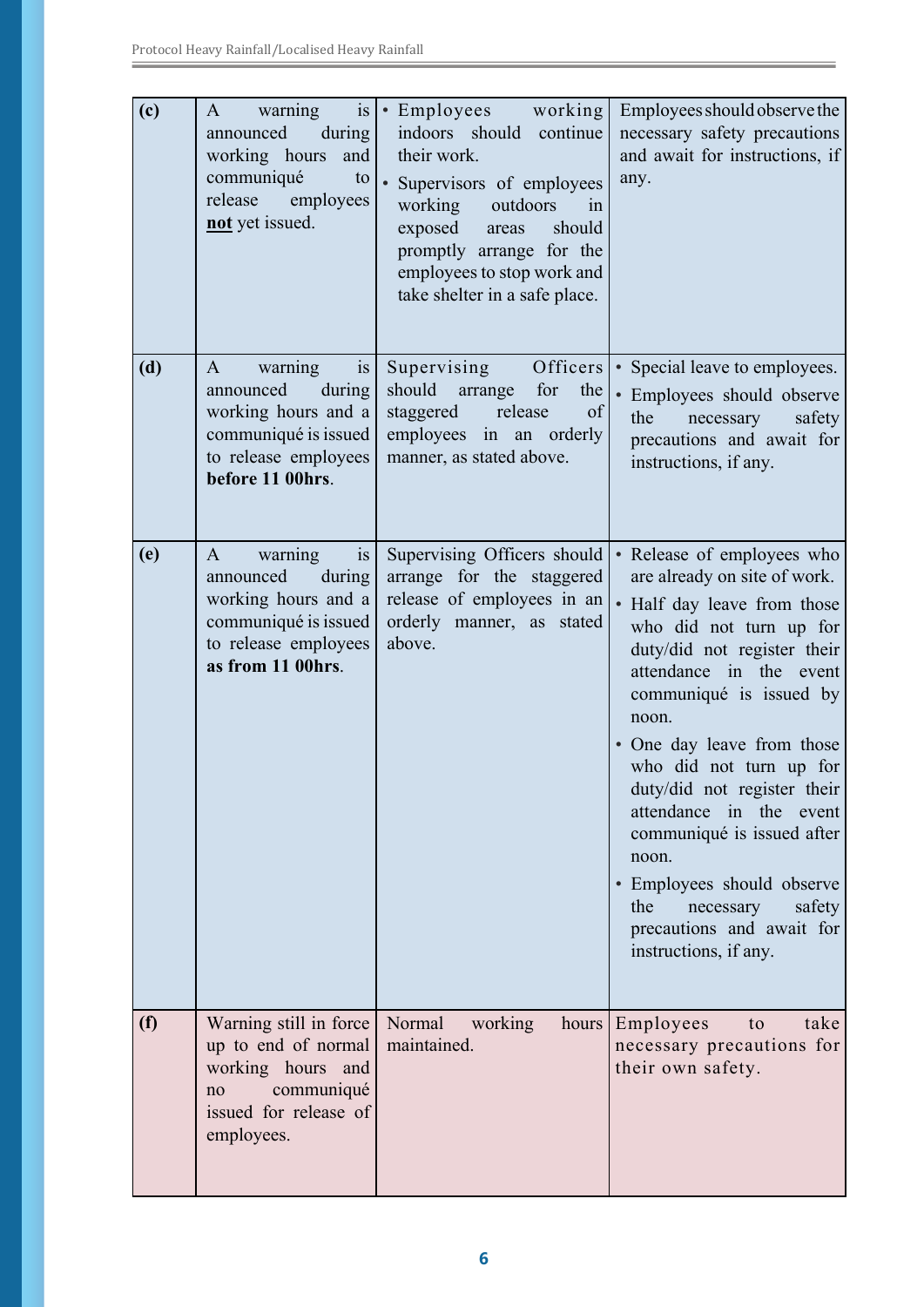| | | | |
|---|---|---|---|
| **(c)** | A warning is announced during working hours and communiqué to release employees **not** yet issued. | • Employees working indoors should continue their work.<br>• Supervisors of employees working outdoors in exposed areas should promptly arrange for the employees to stop work and take shelter in a safe place. | Employees should observe the necessary safety precautions and await for instructions, if any. |
| **(d)** | A warning is announced during working hours and a communiqué is issued to release employees **before 11 00hrs**. | Supervising Officers should arrange for the staggered release of employees in an orderly manner, as stated above. | • Special leave to employees.<br>• Employees should observe the necessary safety precautions and await for instructions, if any. |
| **(e)** | A warning is announced during working hours and a communiqué is issued to release employees **as from 11 00hrs**. | Supervising Officers should arrange for the staggered release of employees in an orderly manner, as stated above. | • Release of employees who are already on site of work.<br>• Half day leave from those who did not turn up for duty/did not register their attendance in the event communiqué is issued by noon.<br>• One day leave from those who did not turn up for duty/did not register their attendance in the event communiqué is issued after noon.<br>• Employees should observe the necessary safety precautions and await for instructions, if any. |
| **(f)** | Warning still in force up to end of normal working hours and no communiqué issued for release of employees. | Normal working hours maintained. | Employees to take necessary precautions for their own safety. |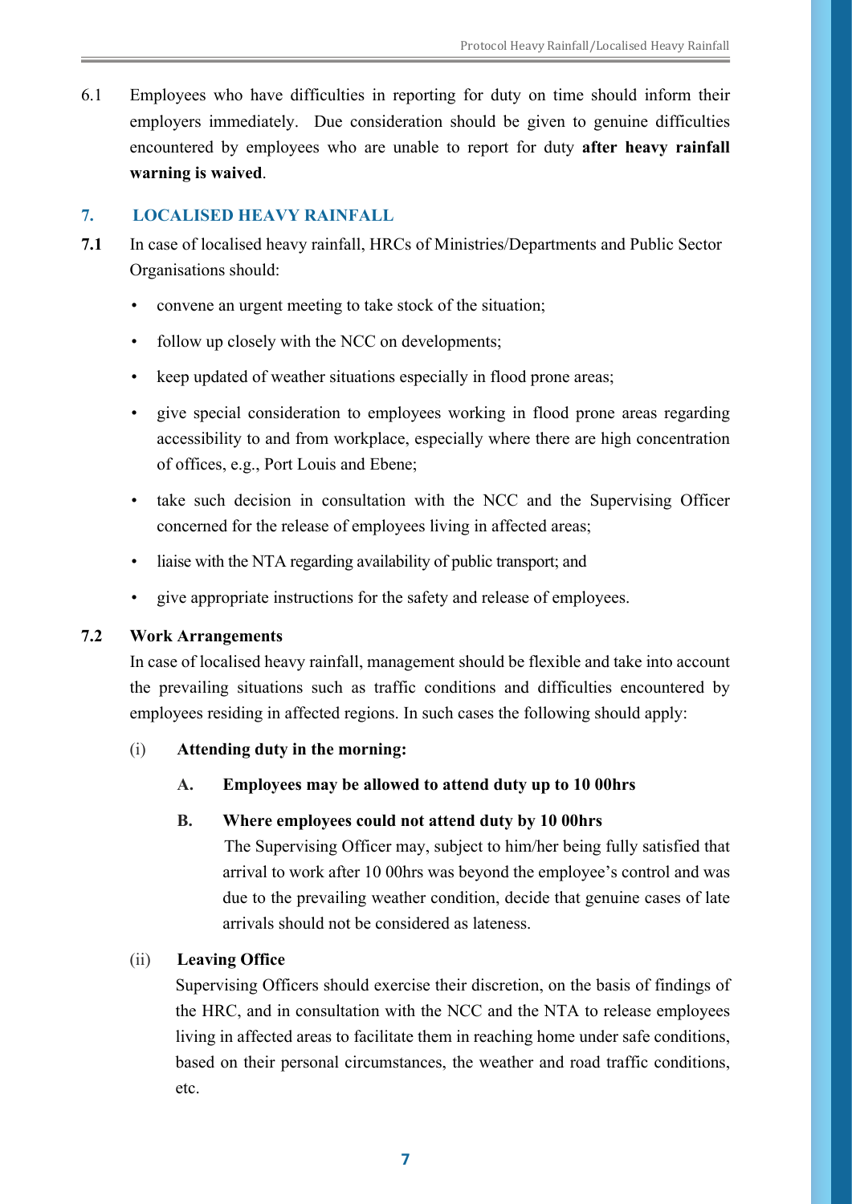6.1 Employees who have difficulties in reporting for duty on time should inform their employers immediately. Due consideration should be given to genuine difficulties encountered by employees who are unable to report for duty **after heavy rainfall warning is waived**.

## 7. LOCALISED HEAVY RAINFALL

**7.1** In case of localised heavy rainfall, HRCs of Ministries/Departments and Public Sector Organisations should:

- convene an urgent meeting to take stock of the situation;
- follow up closely with the NCC on developments;
- keep updated of weather situations especially in flood prone areas;
- give special consideration to employees working in flood prone areas regarding accessibility to and from workplace, especially where there are high concentration of offices, e.g., Port Louis and Ebene;
- take such decision in consultation with the NCC and the Supervising Officer concerned for the release of employees living in affected areas;
- liaise with the NTA regarding availability of public transport; and
- give appropriate instructions for the safety and release of employees.

**7.2 Work Arrangements**

In case of localised heavy rainfall, management should be flexible and take into account the prevailing situations such as traffic conditions and difficulties encountered by employees residing in affected regions. In such cases the following should apply:

(i) **Attending duty in the morning:**

**A. Employees may be allowed to attend duty up to 10 00hrs**

**B. Where employees could not attend duty by 10 00hrs**

The Supervising Officer may, subject to him/her being fully satisfied that arrival to work after 10 00hrs was beyond the employee's control and was due to the prevailing weather condition, decide that genuine cases of late arrivals should not be considered as lateness.

(ii) **Leaving Office**

Supervising Officers should exercise their discretion, on the basis of findings of the HRC, and in consultation with the NCC and the NTA to release employees living in affected areas to facilitate them in reaching home under safe conditions, based on their personal circumstances, the weather and road traffic conditions, etc.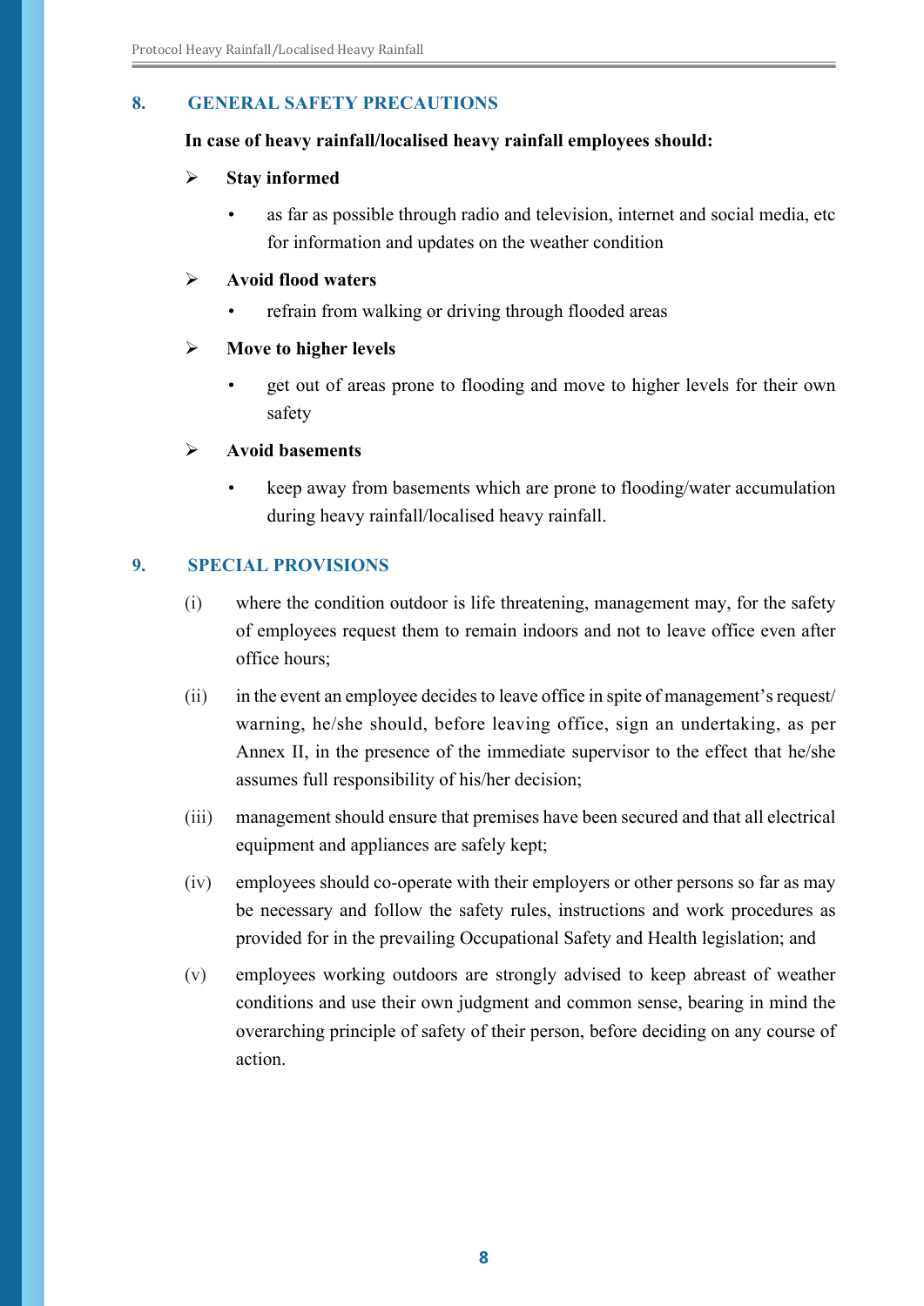## 8. GENERAL SAFETY PRECAUTIONS

**In case of heavy rainfall/localised heavy rainfall employees should:**

- **Stay informed**
  - as far as possible through radio and television, internet and social media, etc for information and updates on the weather condition
- **Avoid flood waters**
  - refrain from walking or driving through flooded areas
- **Move to higher levels**
  - get out of areas prone to flooding and move to higher levels for their own safety
- **Avoid basements**
  - keep away from basements which are prone to flooding/water accumulation during heavy rainfall/localised heavy rainfall.

## 9. SPECIAL PROVISIONS

(i) where the condition outdoor is life threatening, management may, for the safety of employees request them to remain indoors and not to leave office even after office hours;

(ii) in the event an employee decides to leave office in spite of management's request/ warning, he/she should, before leaving office, sign an undertaking, as per Annex II, in the presence of the immediate supervisor to the effect that he/she assumes full responsibility of his/her decision;

(iii) management should ensure that premises have been secured and that all electrical equipment and appliances are safely kept;

(iv) employees should co-operate with their employers or other persons so far as may be necessary and follow the safety rules, instructions and work procedures as provided for in the prevailing Occupational Safety and Health legislation; and

(v) employees working outdoors are strongly advised to keep abreast of weather conditions and use their own judgment and common sense, bearing in mind the overarching principle of safety of their person, before deciding on any course of action.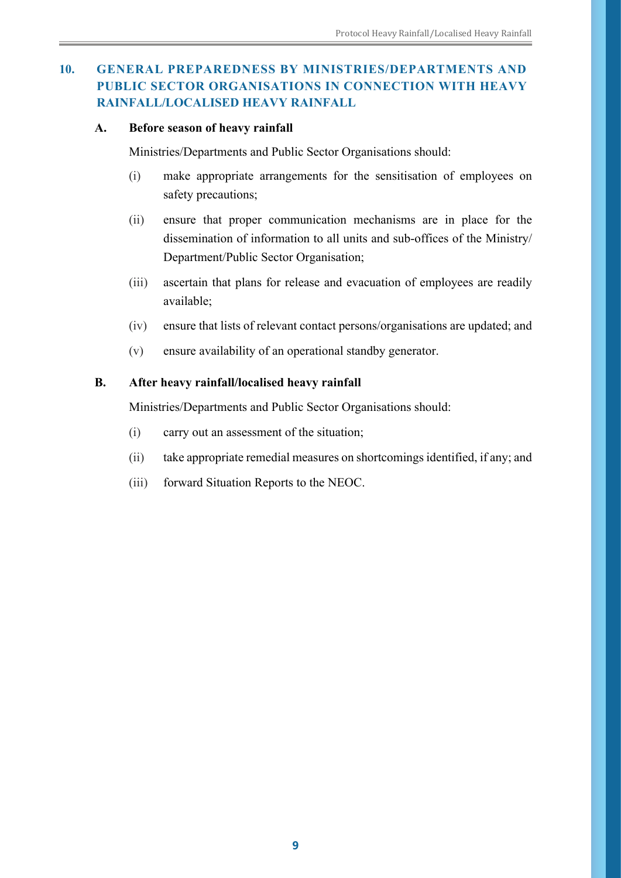## 10. GENERAL PREPAREDNESS BY MINISTRIES/DEPARTMENTS AND PUBLIC SECTOR ORGANISATIONS IN CONNECTION WITH HEAVY RAINFALL/LOCALISED HEAVY RAINFALL

### A. Before season of heavy rainfall

Ministries/Departments and Public Sector Organisations should:

(i) make appropriate arrangements for the sensitisation of employees on safety precautions;

(ii) ensure that proper communication mechanisms are in place for the dissemination of information to all units and sub-offices of the Ministry/ Department/Public Sector Organisation;

(iii) ascertain that plans for release and evacuation of employees are readily available;

(iv) ensure that lists of relevant contact persons/organisations are updated; and

(v) ensure availability of an operational standby generator.

### B. After heavy rainfall/localised heavy rainfall

Ministries/Departments and Public Sector Organisations should:

(i) carry out an assessment of the situation;

(ii) take appropriate remedial measures on shortcomings identified, if any; and

(iii) forward Situation Reports to the NEOC.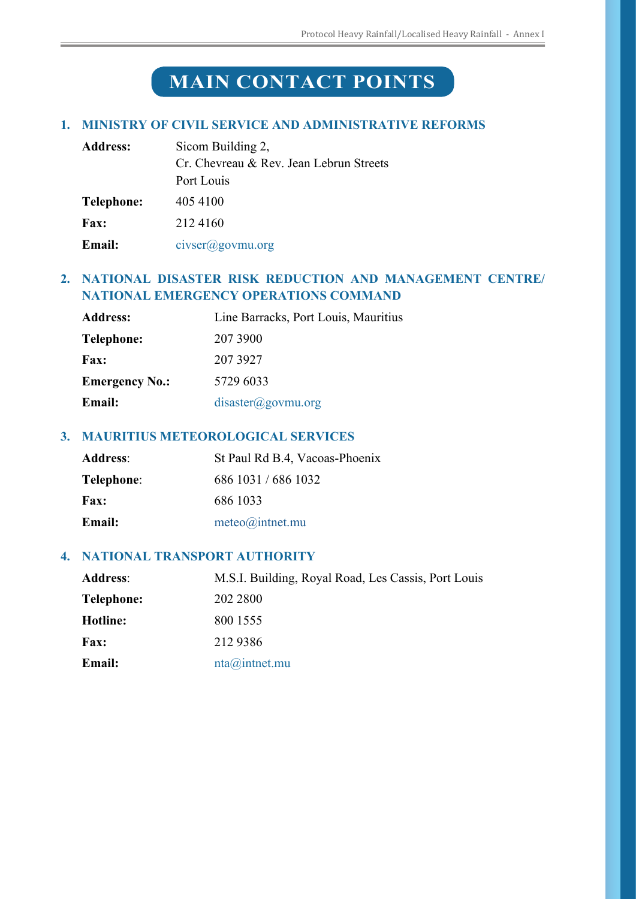# MAIN CONTACT POINTS

## 1. MINISTRY OF CIVIL SERVICE AND ADMINISTRATIVE REFORMS

| | |
|---|---|
| **Address:** | Sicom Building 2,<br>Cr. Chevreau & Rev. Jean Lebrun Streets<br>Port Louis |
| **Telephone:** | 405 4100 |
| **Fax:** | 212 4160 |
| **Email:** | civser@govmu.org |

## 2. NATIONAL DISASTER RISK REDUCTION AND MANAGEMENT CENTRE/ NATIONAL EMERGENCY OPERATIONS COMMAND

| | |
|---|---|
| **Address:** | Line Barracks, Port Louis, Mauritius |
| **Telephone:** | 207 3900 |
| **Fax:** | 207 3927 |
| **Emergency No.:** | 5729 6033 |
| **Email:** | disaster@govmu.org |

## 3. MAURITIUS METEOROLOGICAL SERVICES

| | |
|---|---|
| **Address**: | St Paul Rd B.4, Vacoas-Phoenix |
| **Telephone**: | 686 1031 / 686 1032 |
| **Fax:** | 686 1033 |
| **Email:** | meteo@intnet.mu |

## 4. NATIONAL TRANSPORT AUTHORITY

| | |
|---|---|
| **Address**: | M.S.I. Building, Royal Road, Les Cassis, Port Louis |
| **Telephone:** | 202 2800 |
| **Hotline:** | 800 1555 |
| **Fax:** | 212 9386 |
| **Email:** | nta@intnet.mu |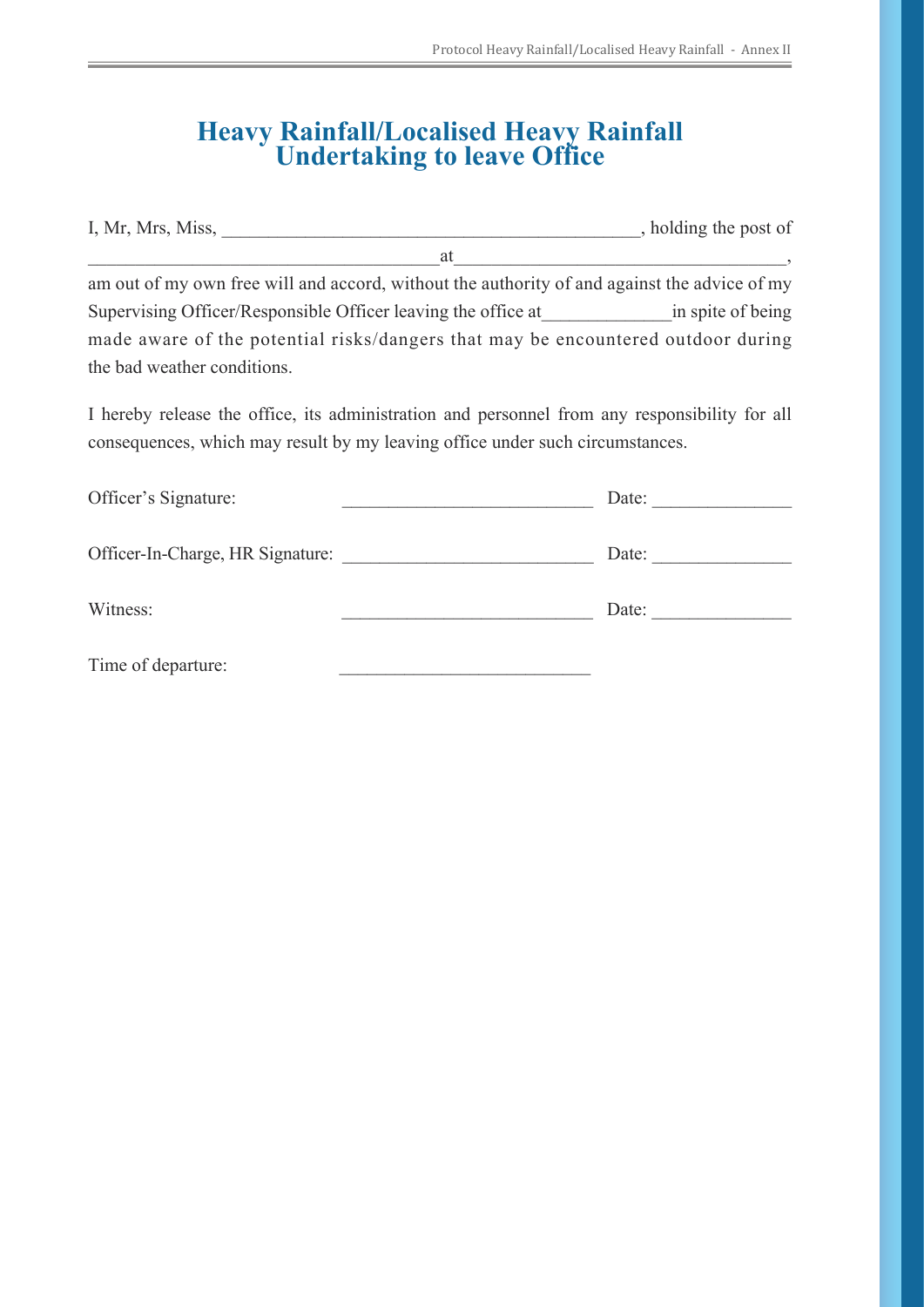# Heavy Rainfall/Localised Heavy Rainfall Undertaking to leave Office

I, Mr, Mrs, Miss, \_\_\_\_\_\_\_\_\_\_\_\_\_\_\_\_\_\_\_\_\_\_\_\_\_\_\_\_\_\_\_\_\_\_\_\_\_\_\_\_\_\_\_\_, holding the post of \_\_\_\_\_\_\_\_\_\_\_\_\_\_\_\_\_\_\_\_\_\_\_\_\_\_\_\_\_\_\_\_\_\_\_\_\_at\_\_\_\_\_\_\_\_\_\_\_\_\_\_\_\_\_\_\_\_\_\_\_\_\_\_\_\_\_\_\_\_\_\_\_, am out of my own free will and accord, without the authority of and against the advice of my Supervising Officer/Responsible Officer leaving the office at\_\_\_\_\_\_\_\_\_\_\_\_\_\_in spite of being made aware of the potential risks/dangers that may be encountered outdoor during the bad weather conditions.

I hereby release the office, its administration and personnel from any responsibility for all consequences, which may result by my leaving office under such circumstances.

Officer's Signature: \_\_\_\_\_\_\_\_\_\_\_\_\_\_\_\_\_\_\_\_\_\_\_\_\_\_\_ Date: \_\_\_\_\_\_\_\_\_\_\_\_\_\_\_

Officer-In-Charge, HR Signature: \_\_\_\_\_\_\_\_\_\_\_\_\_\_\_\_\_\_\_\_\_\_\_\_\_\_\_ Date: \_\_\_\_\_\_\_\_\_\_\_\_\_\_\_

Witness: \_\_\_\_\_\_\_\_\_\_\_\_\_\_\_\_\_\_\_\_\_\_\_\_\_\_\_ Date: \_\_\_\_\_\_\_\_\_\_\_\_\_\_\_

Time of departure: \_\_\_\_\_\_\_\_\_\_\_\_\_\_\_\_\_\_\_\_\_\_\_\_\_\_\_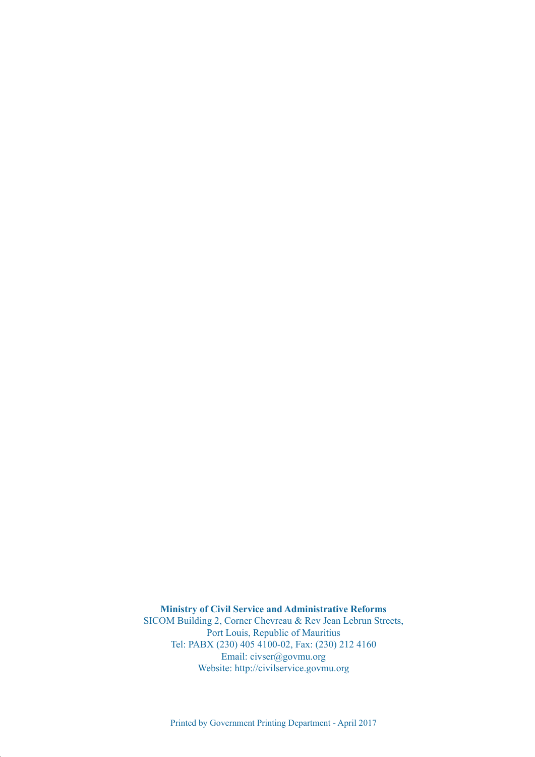**Ministry of Civil Service and Administrative Reforms**
SICOM Building 2, Corner Chevreau & Rev Jean Lebrun Streets,
Port Louis, Republic of Mauritius
Tel: PABX (230) 405 4100-02, Fax: (230) 212 4160
Email: civser@govmu.org
Website: http://civilservice.govmu.org

Printed by Government Printing Department - April 2017